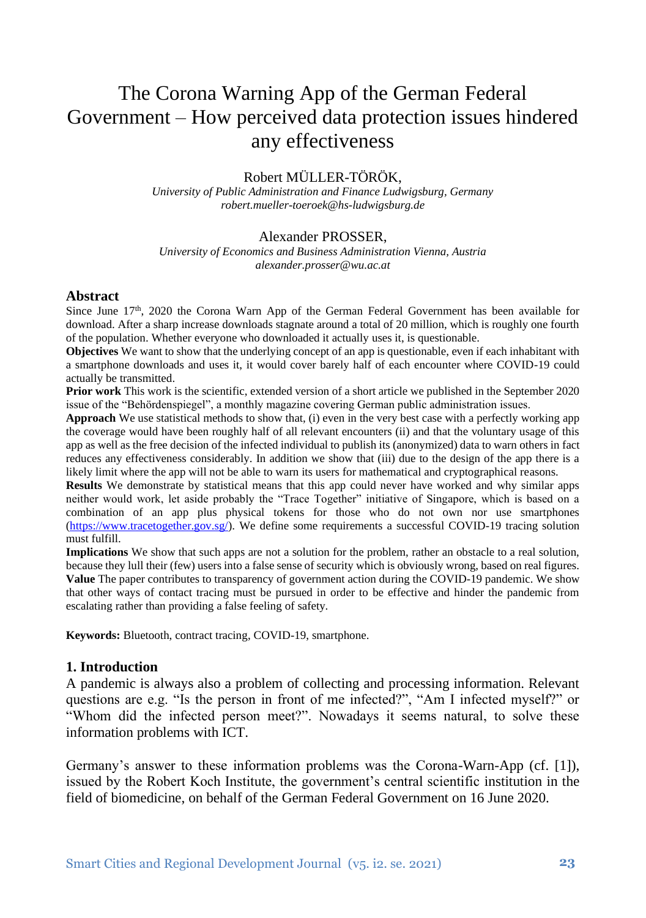# The Corona Warning App of the German Federal Government – How perceived data protection issues hindered any effectiveness

Robert MÜLLER-TÖRÖK,

*University of Public Administration and Finance Ludwigsburg, Germany*
*robert.mueller-toeroek@hs-ludwigsburg.de*

Alexander PROSSER,

*University of Economics and Business Administration Vienna, Austria*
*alexander.prosser@wu.ac.at*

## Abstract

Since June 17th, 2020 the Corona Warn App of the German Federal Government has been available for download. After a sharp increase downloads stagnate around a total of 20 million, which is roughly one fourth of the population. Whether everyone who downloaded it actually uses it, is questionable.

**Objectives** We want to show that the underlying concept of an app is questionable, even if each inhabitant with a smartphone downloads and uses it, it would cover barely half of each encounter where COVID-19 could actually be transmitted.

**Prior work** This work is the scientific, extended version of a short article we published in the September 2020 issue of the "Behördenspiegel", a monthly magazine covering German public administration issues.

**Approach** We use statistical methods to show that, (i) even in the very best case with a perfectly working app the coverage would have been roughly half of all relevant encounters (ii) and that the voluntary usage of this app as well as the free decision of the infected individual to publish its (anonymized) data to warn others in fact reduces any effectiveness considerably. In addition we show that (iii) due to the design of the app there is a likely limit where the app will not be able to warn its users for mathematical and cryptographical reasons.

**Results** We demonstrate by statistical means that this app could never have worked and why similar apps neither would work, let aside probably the "Trace Together" initiative of Singapore, which is based on a combination of an app plus physical tokens for those who do not own nor use smartphones (https://www.tracetogether.gov.sg/). We define some requirements a successful COVID-19 tracing solution must fulfill.

**Implications** We show that such apps are not a solution for the problem, rather an obstacle to a real solution, because they lull their (few) users into a false sense of security which is obviously wrong, based on real figures.

**Value** The paper contributes to transparency of government action during the COVID-19 pandemic. We show that other ways of contact tracing must be pursued in order to be effective and hinder the pandemic from escalating rather than providing a false feeling of safety.

**Keywords:** Bluetooth, contract tracing, COVID-19, smartphone.

## 1. Introduction

A pandemic is always also a problem of collecting and processing information. Relevant questions are e.g. "Is the person in front of me infected?", "Am I infected myself?" or "Whom did the infected person meet?". Nowadays it seems natural, to solve these information problems with ICT.

Germany's answer to these information problems was the Corona-Warn-App (cf. [1]), issued by the Robert Koch Institute, the government's central scientific institution in the field of biomedicine, on behalf of the German Federal Government on 16 June 2020.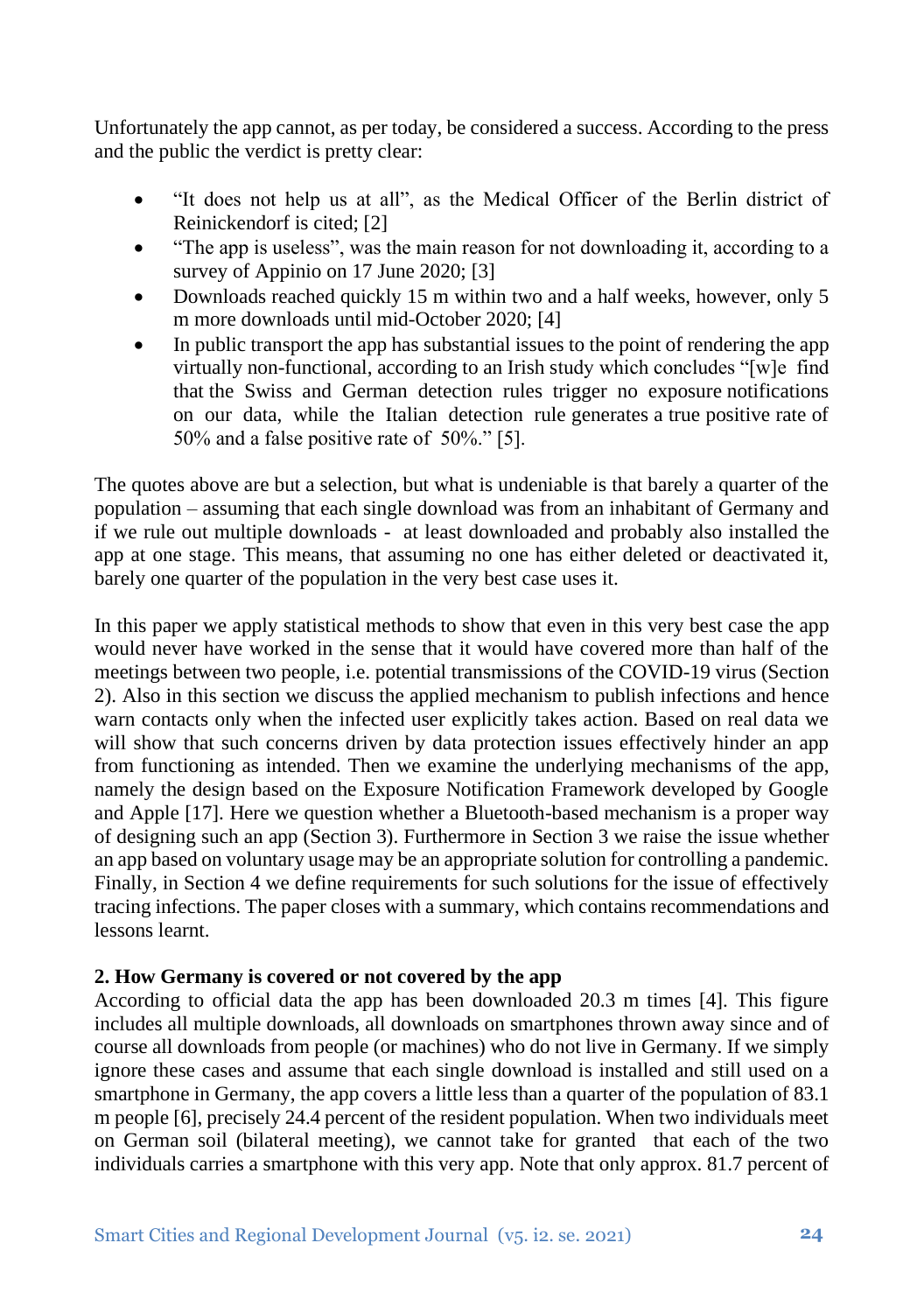Unfortunately the app cannot, as per today, be considered a success. According to the press and the public the verdict is pretty clear:

- "It does not help us at all", as the Medical Officer of the Berlin district of Reinickendorf is cited; [2]
- "The app is useless", was the main reason for not downloading it, according to a survey of Appinio on 17 June 2020; [3]
- Downloads reached quickly 15 m within two and a half weeks, however, only 5 m more downloads until mid-October 2020; [4]
- In public transport the app has substantial issues to the point of rendering the app virtually non-functional, according to an Irish study which concludes "[w]e find that the Swiss and German detection rules trigger no exposure notifications on our data, while the Italian detection rule generates a true positive rate of 50% and a false positive rate of 50%." [5].

The quotes above are but a selection, but what is undeniable is that barely a quarter of the population – assuming that each single download was from an inhabitant of Germany and if we rule out multiple downloads - at least downloaded and probably also installed the app at one stage. This means, that assuming no one has either deleted or deactivated it, barely one quarter of the population in the very best case uses it.

In this paper we apply statistical methods to show that even in this very best case the app would never have worked in the sense that it would have covered more than half of the meetings between two people, i.e. potential transmissions of the COVID-19 virus (Section 2). Also in this section we discuss the applied mechanism to publish infections and hence warn contacts only when the infected user explicitly takes action. Based on real data we will show that such concerns driven by data protection issues effectively hinder an app from functioning as intended. Then we examine the underlying mechanisms of the app, namely the design based on the Exposure Notification Framework developed by Google and Apple [17]. Here we question whether a Bluetooth-based mechanism is a proper way of designing such an app (Section 3). Furthermore in Section 3 we raise the issue whether an app based on voluntary usage may be an appropriate solution for controlling a pandemic. Finally, in Section 4 we define requirements for such solutions for the issue of effectively tracing infections. The paper closes with a summary, which contains recommendations and lessons learnt.

## 2. How Germany is covered or not covered by the app

According to official data the app has been downloaded 20.3 m times [4]. This figure includes all multiple downloads, all downloads on smartphones thrown away since and of course all downloads from people (or machines) who do not live in Germany. If we simply ignore these cases and assume that each single download is installed and still used on a smartphone in Germany, the app covers a little less than a quarter of the population of 83.1 m people [6], precisely 24.4 percent of the resident population. When two individuals meet on German soil (bilateral meeting), we cannot take for granted that each of the two individuals carries a smartphone with this very app. Note that only approx. 81.7 percent of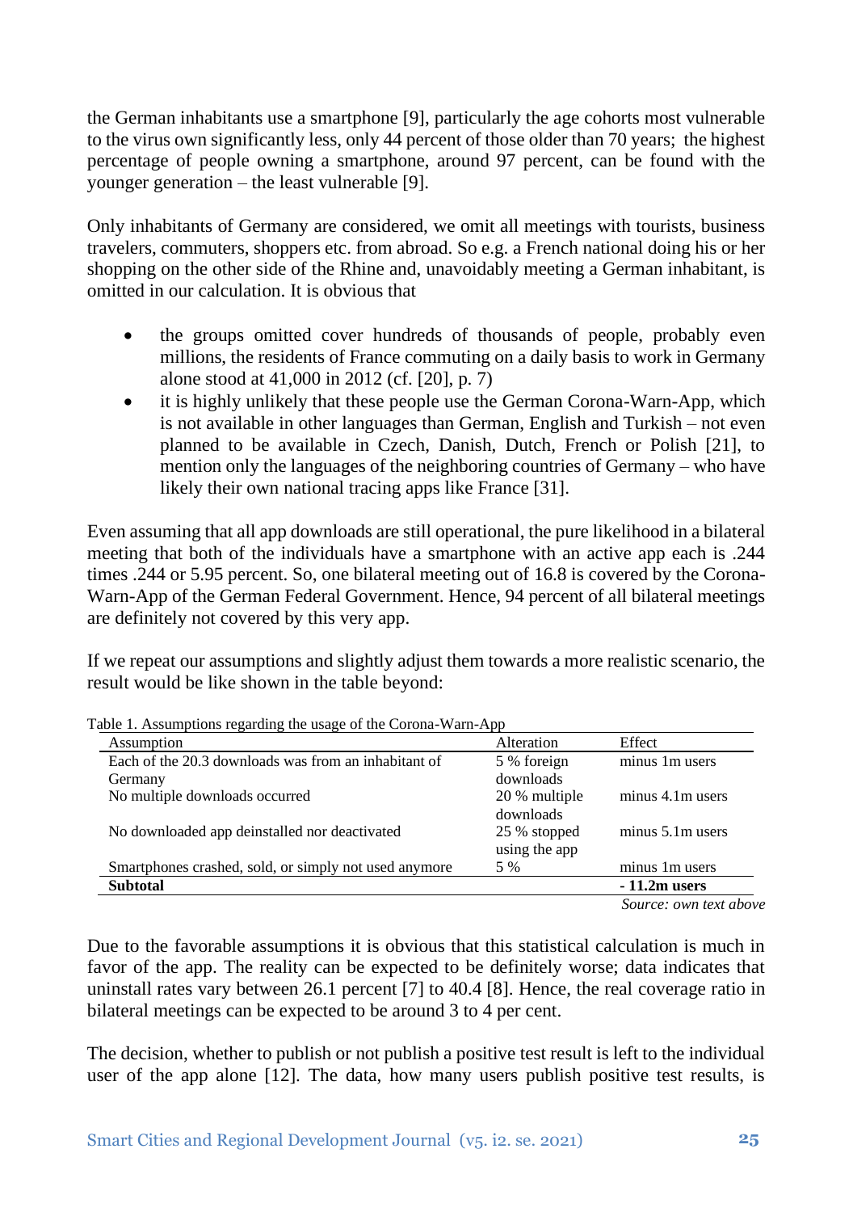the German inhabitants use a smartphone [9], particularly the age cohorts most vulnerable to the virus own significantly less, only 44 percent of those older than 70 years; the highest percentage of people owning a smartphone, around 97 percent, can be found with the younger generation – the least vulnerable [9].

Only inhabitants of Germany are considered, we omit all meetings with tourists, business travelers, commuters, shoppers etc. from abroad. So e.g. a French national doing his or her shopping on the other side of the Rhine and, unavoidably meeting a German inhabitant, is omitted in our calculation. It is obvious that

- the groups omitted cover hundreds of thousands of people, probably even millions, the residents of France commuting on a daily basis to work in Germany alone stood at 41,000 in 2012 (cf. [20], p. 7)
- it is highly unlikely that these people use the German Corona-Warn-App, which is not available in other languages than German, English and Turkish – not even planned to be available in Czech, Danish, Dutch, French or Polish [21], to mention only the languages of the neighboring countries of Germany – who have likely their own national tracing apps like France [31].

Even assuming that all app downloads are still operational, the pure likelihood in a bilateral meeting that both of the individuals have a smartphone with an active app each is .244 times .244 or 5.95 percent. So, one bilateral meeting out of 16.8 is covered by the Corona-Warn-App of the German Federal Government. Hence, 94 percent of all bilateral meetings are definitely not covered by this very app.

If we repeat our assumptions and slightly adjust them towards a more realistic scenario, the result would be like shown in the table beyond:

Table 1. Assumptions regarding the usage of the Corona-Warn-App

| Assumption | Alteration | Effect |
|---|---|---|
| Each of the 20.3 downloads was from an inhabitant of Germany | 5 % foreign downloads | minus 1m users |
| No multiple downloads occurred | 20 % multiple downloads | minus 4.1m users |
| No downloaded app deinstalled nor deactivated | 25 % stopped using the app | minus 5.1m users |
| Smartphones crashed, sold, or simply not used anymore | 5 % | minus 1m users |
| **Subtotal** | | **- 11.2m users** |

*Source: own text above*

Due to the favorable assumptions it is obvious that this statistical calculation is much in favor of the app. The reality can be expected to be definitely worse; data indicates that uninstall rates vary between 26.1 percent [7] to 40.4 [8]. Hence, the real coverage ratio in bilateral meetings can be expected to be around 3 to 4 per cent.

The decision, whether to publish or not publish a positive test result is left to the individual user of the app alone [12]. The data, how many users publish positive test results, is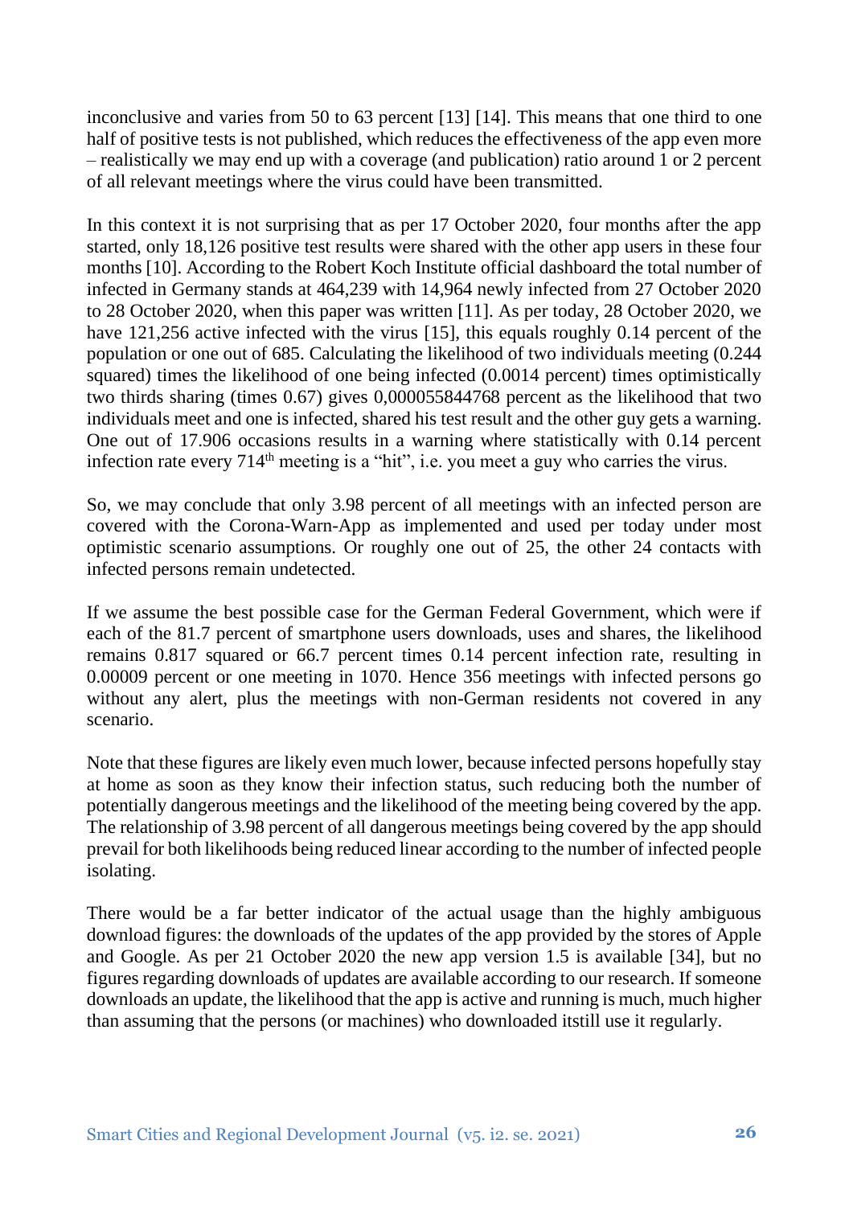inconclusive and varies from 50 to 63 percent [13] [14]. This means that one third to one half of positive tests is not published, which reduces the effectiveness of the app even more – realistically we may end up with a coverage (and publication) ratio around 1 or 2 percent of all relevant meetings where the virus could have been transmitted.

In this context it is not surprising that as per 17 October 2020, four months after the app started, only 18,126 positive test results were shared with the other app users in these four months [10]. According to the Robert Koch Institute official dashboard the total number of infected in Germany stands at 464,239 with 14,964 newly infected from 27 October 2020 to 28 October 2020, when this paper was written [11]. As per today, 28 October 2020, we have 121,256 active infected with the virus [15], this equals roughly 0.14 percent of the population or one out of 685. Calculating the likelihood of two individuals meeting (0.244 squared) times the likelihood of one being infected (0.0014 percent) times optimistically two thirds sharing (times 0.67) gives 0,000055844768 percent as the likelihood that two individuals meet and one is infected, shared his test result and the other guy gets a warning. One out of 17.906 occasions results in a warning where statistically with 0.14 percent infection rate every 714th meeting is a "hit", i.e. you meet a guy who carries the virus.

So, we may conclude that only 3.98 percent of all meetings with an infected person are covered with the Corona-Warn-App as implemented and used per today under most optimistic scenario assumptions. Or roughly one out of 25, the other 24 contacts with infected persons remain undetected.

If we assume the best possible case for the German Federal Government, which were if each of the 81.7 percent of smartphone users downloads, uses and shares, the likelihood remains 0.817 squared or 66.7 percent times 0.14 percent infection rate, resulting in 0.00009 percent or one meeting in 1070. Hence 356 meetings with infected persons go without any alert, plus the meetings with non-German residents not covered in any scenario.

Note that these figures are likely even much lower, because infected persons hopefully stay at home as soon as they know their infection status, such reducing both the number of potentially dangerous meetings and the likelihood of the meeting being covered by the app. The relationship of 3.98 percent of all dangerous meetings being covered by the app should prevail for both likelihoods being reduced linear according to the number of infected people isolating.

There would be a far better indicator of the actual usage than the highly ambiguous download figures: the downloads of the updates of the app provided by the stores of Apple and Google. As per 21 October 2020 the new app version 1.5 is available [34], but no figures regarding downloads of updates are available according to our research. If someone downloads an update, the likelihood that the app is active and running is much, much higher than assuming that the persons (or machines) who downloaded itstill use it regularly.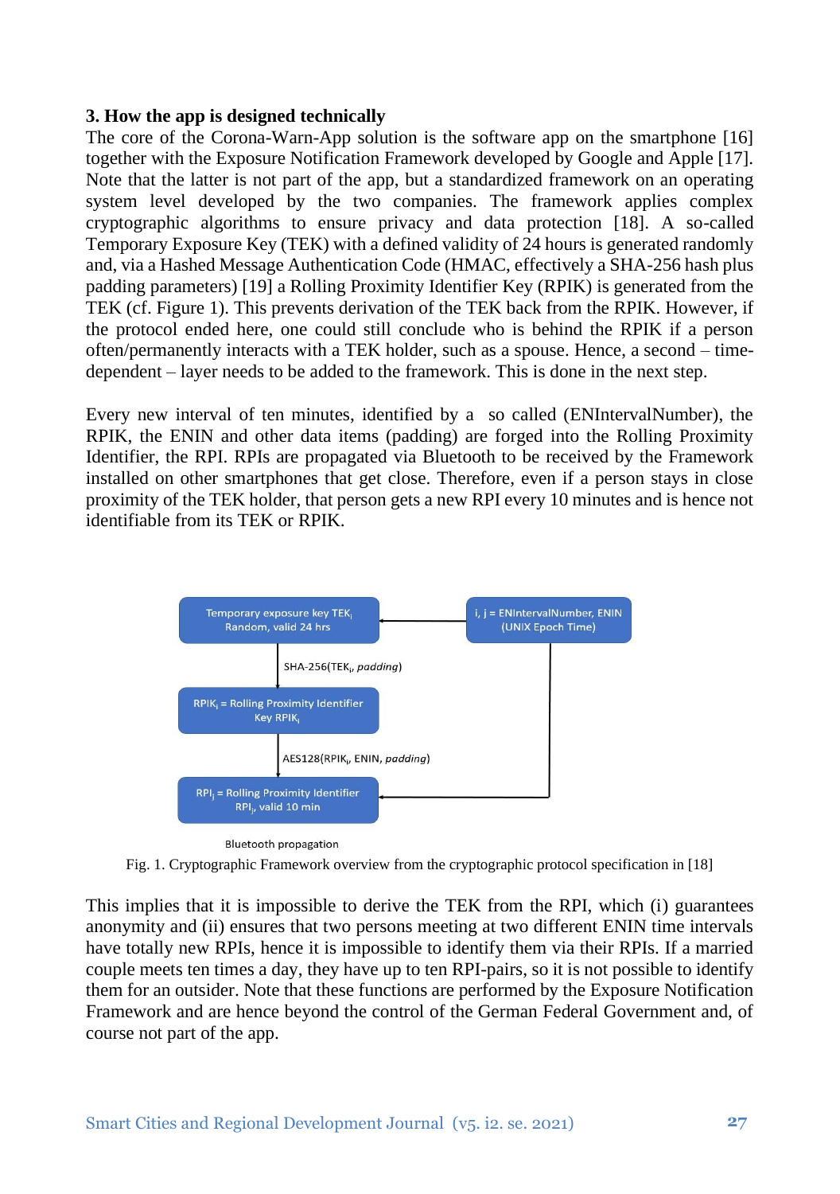### 3. How the app is designed technically

The core of the Corona-Warn-App solution is the software app on the smartphone [16] together with the Exposure Notification Framework developed by Google and Apple [17]. Note that the latter is not part of the app, but a standardized framework on an operating system level developed by the two companies. The framework applies complex cryptographic algorithms to ensure privacy and data protection [18]. A so-called Temporary Exposure Key (TEK) with a defined validity of 24 hours is generated randomly and, via a Hashed Message Authentication Code (HMAC, effectively a SHA-256 hash plus padding parameters) [19] a Rolling Proximity Identifier Key (RPIK) is generated from the TEK (cf. Figure 1). This prevents derivation of the TEK back from the RPIK. However, if the protocol ended here, one could still conclude who is behind the RPIK if a person often/permanently interacts with a TEK holder, such as a spouse. Hence, a second – time-dependent – layer needs to be added to the framework. This is done in the next step.

Every new interval of ten minutes, identified by a so called (ENIntervalNumber), the RPIK, the ENIN and other data items (padding) are forged into the Rolling Proximity Identifier, the RPI. RPIs are propagated via Bluetooth to be received by the Framework installed on other smartphones that get close. Therefore, even if a person stays in close proximity of the TEK holder, that person gets a new RPI every 10 minutes and is hence not identifiable from its TEK or RPIK.

Fig. 1. Cryptographic Framework overview from the cryptographic protocol specification in [18]

This implies that it is impossible to derive the TEK from the RPI, which (i) guarantees anonymity and (ii) ensures that two persons meeting at two different ENIN time intervals have totally new RPIs, hence it is impossible to identify them via their RPIs. If a married couple meets ten times a day, they have up to ten RPI-pairs, so it is not possible to identify them for an outsider. Note that these functions are performed by the Exposure Notification Framework and are hence beyond the control of the German Federal Government and, of course not part of the app.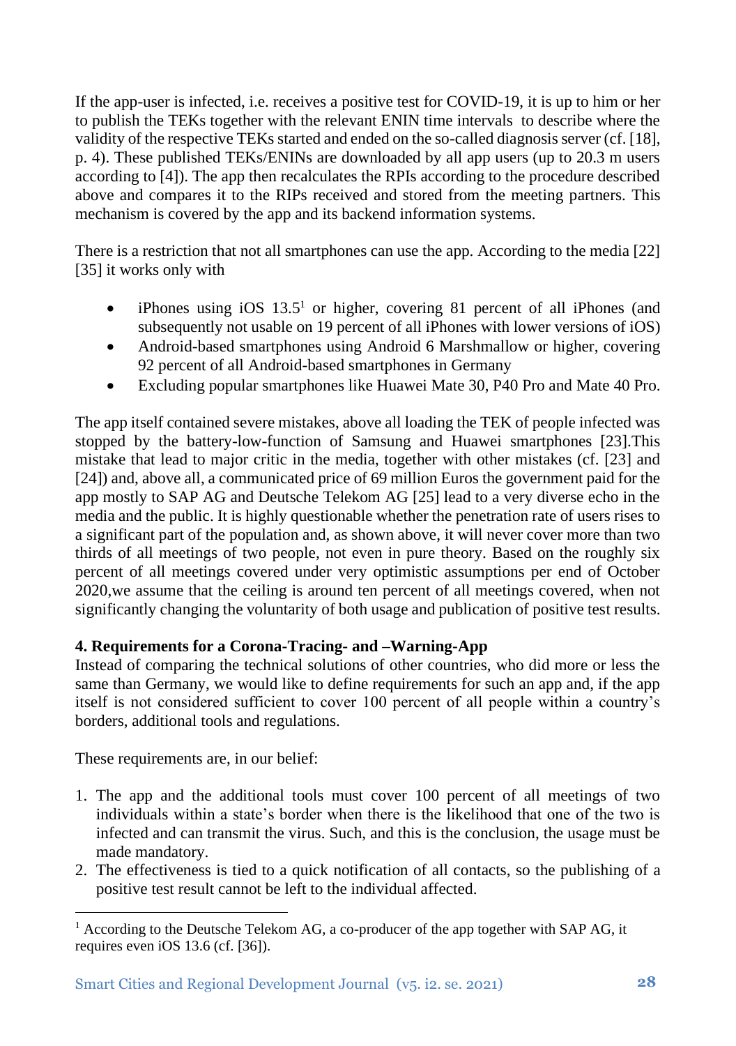If the app-user is infected, i.e. receives a positive test for COVID-19, it is up to him or her to publish the TEKs together with the relevant ENIN time intervals to describe where the validity of the respective TEKs started and ended on the so-called diagnosis server (cf. [18], p. 4). These published TEKs/ENINs are downloaded by all app users (up to 20.3 m users according to [4]). The app then recalculates the RPIs according to the procedure described above and compares it to the RIPs received and stored from the meeting partners. This mechanism is covered by the app and its backend information systems.

There is a restriction that not all smartphones can use the app. According to the media [22] [35] it works only with

- iPhones using iOS 13.5[1] or higher, covering 81 percent of all iPhones (and subsequently not usable on 19 percent of all iPhones with lower versions of iOS)
- Android-based smartphones using Android 6 Marshmallow or higher, covering 92 percent of all Android-based smartphones in Germany
- Excluding popular smartphones like Huawei Mate 30, P40 Pro and Mate 40 Pro.

The app itself contained severe mistakes, above all loading the TEK of people infected was stopped by the battery-low-function of Samsung and Huawei smartphones [23].This mistake that lead to major critic in the media, together with other mistakes (cf. [23] and [24]) and, above all, a communicated price of 69 million Euros the government paid for the app mostly to SAP AG and Deutsche Telekom AG [25] lead to a very diverse echo in the media and the public. It is highly questionable whether the penetration rate of users rises to a significant part of the population and, as shown above, it will never cover more than two thirds of all meetings of two people, not even in pure theory. Based on the roughly six percent of all meetings covered under very optimistic assumptions per end of October 2020,we assume that the ceiling is around ten percent of all meetings covered, when not significantly changing the voluntarity of both usage and publication of positive test results.

**4. Requirements for a Corona-Tracing- and –Warning-App**

Instead of comparing the technical solutions of other countries, who did more or less the same than Germany, we would like to define requirements for such an app and, if the app itself is not considered sufficient to cover 100 percent of all people within a country's borders, additional tools and regulations.

These requirements are, in our belief:

1. The app and the additional tools must cover 100 percent of all meetings of two individuals within a state's border when there is the likelihood that one of the two is infected and can transmit the virus. Such, and this is the conclusion, the usage must be made mandatory.
2. The effectiveness is tied to a quick notification of all contacts, so the publishing of a positive test result cannot be left to the individual affected.

[1] According to the Deutsche Telekom AG, a co-producer of the app together with SAP AG, it requires even iOS 13.6 (cf. [36]).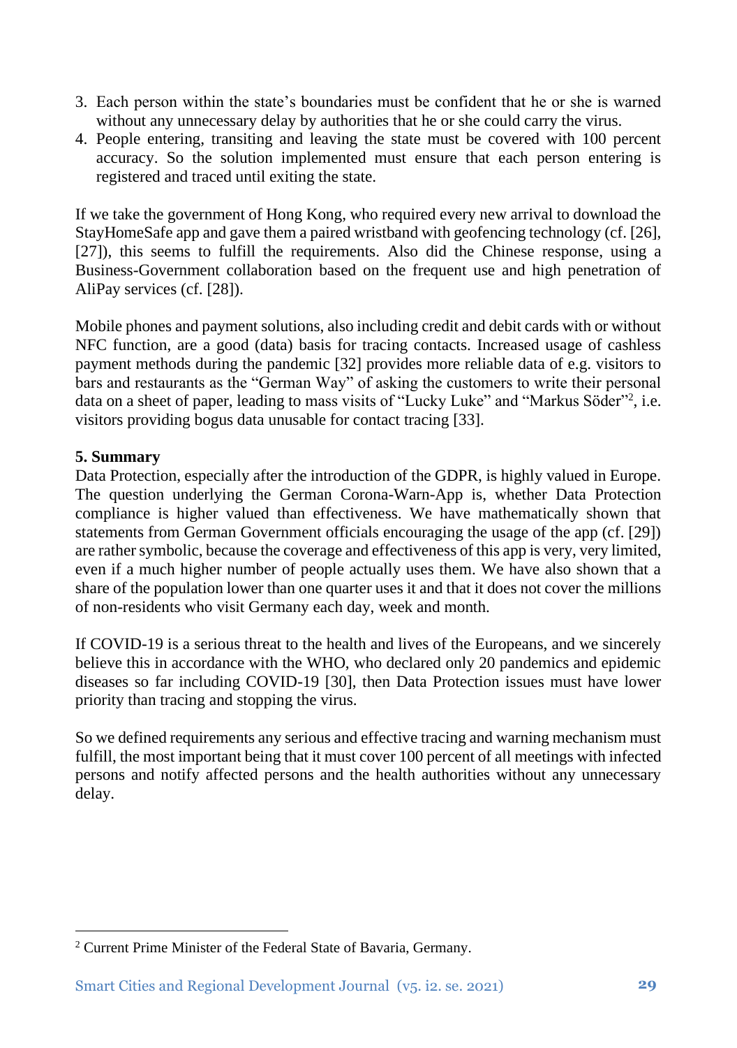3. Each person within the state's boundaries must be confident that he or she is warned without any unnecessary delay by authorities that he or she could carry the virus.
4. People entering, transiting and leaving the state must be covered with 100 percent accuracy. So the solution implemented must ensure that each person entering is registered and traced until exiting the state.

If we take the government of Hong Kong, who required every new arrival to download the StayHomeSafe app and gave them a paired wristband with geofencing technology (cf. [26], [27]), this seems to fulfill the requirements. Also did the Chinese response, using a Business-Government collaboration based on the frequent use and high penetration of AliPay services (cf. [28]).

Mobile phones and payment solutions, also including credit and debit cards with or without NFC function, are a good (data) basis for tracing contacts. Increased usage of cashless payment methods during the pandemic [32] provides more reliable data of e.g. visitors to bars and restaurants as the "German Way" of asking the customers to write their personal data on a sheet of paper, leading to mass visits of "Lucky Luke" and "Markus Söder"[2], i.e. visitors providing bogus data unusable for contact tracing [33].

## 5. Summary

Data Protection, especially after the introduction of the GDPR, is highly valued in Europe. The question underlying the German Corona-Warn-App is, whether Data Protection compliance is higher valued than effectiveness. We have mathematically shown that statements from German Government officials encouraging the usage of the app (cf. [29]) are rather symbolic, because the coverage and effectiveness of this app is very, very limited, even if a much higher number of people actually uses them. We have also shown that a share of the population lower than one quarter uses it and that it does not cover the millions of non-residents who visit Germany each day, week and month.

If COVID-19 is a serious threat to the health and lives of the Europeans, and we sincerely believe this in accordance with the WHO, who declared only 20 pandemics and epidemic diseases so far including COVID-19 [30], then Data Protection issues must have lower priority than tracing and stopping the virus.

So we defined requirements any serious and effective tracing and warning mechanism must fulfill, the most important being that it must cover 100 percent of all meetings with infected persons and notify affected persons and the health authorities without any unnecessary delay.

---

[2] Current Prime Minister of the Federal State of Bavaria, Germany.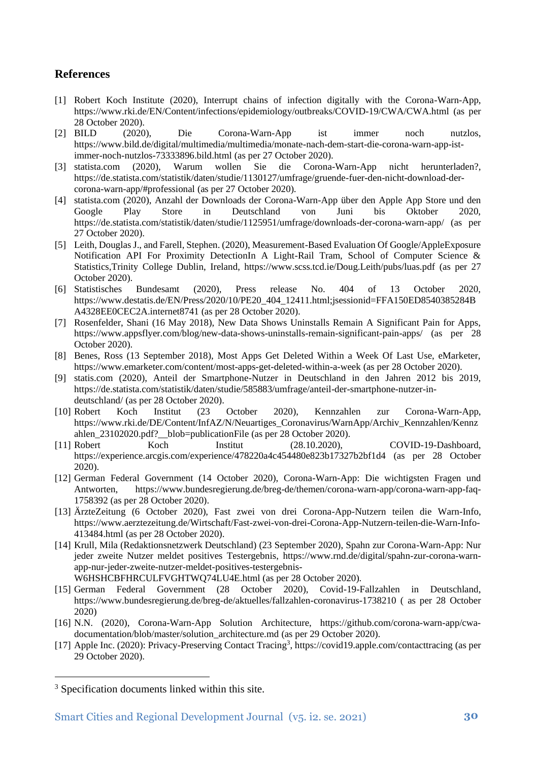## References

[1] Robert Koch Institute (2020), Interrupt chains of infection digitally with the Corona-Warn-App, https://www.rki.de/EN/Content/infections/epidemiology/outbreaks/COVID-19/CWA/CWA.html (as per 28 October 2020).

[2] BILD (2020), Die Corona-Warn-App ist immer noch nutzlos, https://www.bild.de/digital/multimedia/multimedia/monate-nach-dem-start-die-corona-warn-app-ist-immer-noch-nutzlos-73333896.bild.html (as per 27 October 2020).

[3] statista.com (2020), Warum wollen Sie die Corona-Warn-App nicht herunterladen?, https://de.statista.com/statistik/daten/studie/1130127/umfrage/gruende-fuer-den-nicht-download-der-corona-warn-app/#professional (as per 27 October 2020).

[4] statista.com (2020), Anzahl der Downloads der Corona-Warn-App über den Apple App Store und den Google Play Store in Deutschland von Juni bis Oktober 2020, https://de.statista.com/statistik/daten/studie/1125951/umfrage/downloads-der-corona-warn-app/ (as per 27 October 2020).

[5] Leith, Douglas J., and Farell, Stephen. (2020), Measurement-Based Evaluation Of Google/AppleExposure Notification API For Proximity DetectionIn A Light-Rail Tram, School of Computer Science & Statistics,Trinity College Dublin, Ireland, https://www.scss.tcd.ie/Doug.Leith/pubs/luas.pdf (as per 27 October 2020).

[6] Statistisches Bundesamt (2020), Press release No. 404 of 13 October 2020, https://www.destatis.de/EN/Press/2020/10/PE20_404_12411.html;jsessionid=FFA150ED8540385284BA4328EE0CEC2A.internet8741 (as per 28 October 2020).

[7] Rosenfelder, Shani (16 May 2018), New Data Shows Uninstalls Remain A Significant Pain for Apps, https://www.appsflyer.com/blog/new-data-shows-uninstalls-remain-significant-pain-apps/ (as per 28 October 2020).

[8] Benes, Ross (13 September 2018), Most Apps Get Deleted Within a Week Of Last Use, eMarketer, https://www.emarketer.com/content/most-apps-get-deleted-within-a-week (as per 28 October 2020).

[9] statis.com (2020), Anteil der Smartphone-Nutzer in Deutschland in den Jahren 2012 bis 2019, https://de.statista.com/statistik/daten/studie/585883/umfrage/anteil-der-smartphone-nutzer-in-deutschland/ (as per 28 October 2020).

[10] Robert Koch Institut (23 October 2020), Kennzahlen zur Corona-Warn-App, https://www.rki.de/DE/Content/InfAZ/N/Neuartiges_Coronavirus/WarnApp/Archiv_Kennzahlen/Kennzahlen_23102020.pdf?__blob=publicationFile (as per 28 October 2020).

[11] Robert Koch Institut (28.10.2020), COVID-19-Dashboard, https://experience.arcgis.com/experience/478220a4c454480e823b17327b2bf1d4 (as per 28 October 2020).

[12] German Federal Government (14 October 2020), Corona-Warn-App: Die wichtigsten Fragen und Antworten, https://www.bundesregierung.de/breg-de/themen/corona-warn-app/corona-warn-app-faq-1758392 (as per 28 October 2020).

[13] ÄrzteZeitung (6 October 2020), Fast zwei von drei Corona-App-Nutzern teilen die Warn-Info, https://www.aerztezeitung.de/Wirtschaft/Fast-zwei-von-drei-Corona-App-Nutzern-teilen-die-Warn-Info-413484.html (as per 28 October 2020).

[14] Krull, Mila (Redaktionsnetzwerk Deutschland) (23 September 2020), Spahn zur Corona-Warn-App: Nur jeder zweite Nutzer meldet positives Testergebnis, https://www.rnd.de/digital/spahn-zur-corona-warn-app-nur-jeder-zweite-nutzer-meldet-positives-testergebnis-W6HSHCBFHRCULFVGHTWQ74LU4E.html (as per 28 October 2020).

[15] German Federal Government (28 October 2020), Covid-19-Fallzahlen in Deutschland, https://www.bundesregierung.de/breg-de/aktuelles/fallzahlen-coronavirus-1738210 ( as per 28 October 2020)

[16] N.N. (2020), Corona-Warn-App Solution Architecture, https://github.com/corona-warn-app/cwa-documentation/blob/master/solution_architecture.md (as per 29 October 2020).

[17] Apple Inc. (2020): Privacy-Preserving Contact Tracing[3], https://covid19.apple.com/contacttracing (as per 29 October 2020).

---

[3] Specification documents linked within this site.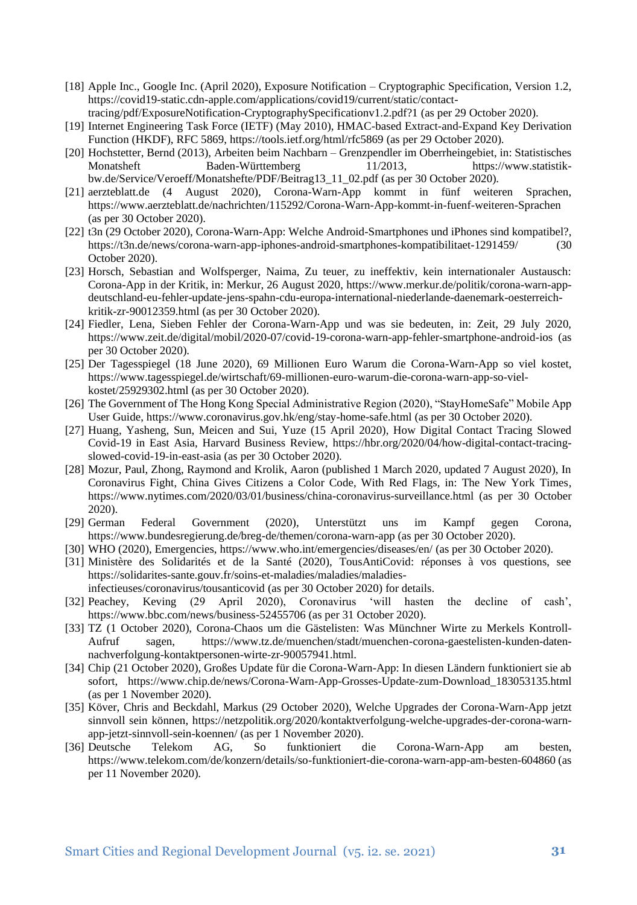[18] Apple Inc., Google Inc. (April 2020), Exposure Notification – Cryptographic Specification, Version 1.2, https://covid19-static.cdn-apple.com/applications/covid19/current/static/contact-tracing/pdf/ExposureNotification-CryptographySpecificationv1.2.pdf?1 (as per 29 October 2020).

[19] Internet Engineering Task Force (IETF) (May 2010), HMAC-based Extract-and-Expand Key Derivation Function (HKDF), RFC 5869, https://tools.ietf.org/html/rfc5869 (as per 29 October 2020).

[20] Hochstetter, Bernd (2013), Arbeiten beim Nachbarn – Grenzpendler im Oberrheingebiet, in: Statistisches Monatsheft Baden-Württemberg 11/2013, https://www.statistik-bw.de/Service/Veroeff/Monatshefte/PDF/Beitrag13_11_02.pdf (as per 30 October 2020).

[21] aerzteblatt.de (4 August 2020), Corona-Warn-App kommt in fünf weiteren Sprachen, https://www.aerzteblatt.de/nachrichten/115292/Corona-Warn-App-kommt-in-fuenf-weiteren-Sprachen (as per 30 October 2020).

[22] t3n (29 October 2020), Corona-Warn-App: Welche Android-Smartphones und iPhones sind kompatibel?, https://t3n.de/news/corona-warn-app-iphones-android-smartphones-kompatibilitaet-1291459/ (30 October 2020).

[23] Horsch, Sebastian and Wolfsperger, Naima, Zu teuer, zu ineffektiv, kein internationaler Austausch: Corona-App in der Kritik, in: Merkur, 26 August 2020, https://www.merkur.de/politik/corona-warn-app-deutschland-eu-fehler-update-jens-spahn-cdu-europa-international-niederlande-daenemark-oesterreich-kritik-zr-90012359.html (as per 30 October 2020).

[24] Fiedler, Lena, Sieben Fehler der Corona-Warn-App und was sie bedeuten, in: Zeit, 29 July 2020, https://www.zeit.de/digital/mobil/2020-07/covid-19-corona-warn-app-fehler-smartphone-android-ios (as per 30 October 2020).

[25] Der Tagesspiegel (18 June 2020), 69 Millionen Euro Warum die Corona-Warn-App so viel kostet, https://www.tagesspiegel.de/wirtschaft/69-millionen-euro-warum-die-corona-warn-app-so-viel-kostet/25929302.html (as per 30 October 2020).

[26] The Government of The Hong Kong Special Administrative Region (2020), "StayHomeSafe" Mobile App User Guide, https://www.coronavirus.gov.hk/eng/stay-home-safe.html (as per 30 October 2020).

[27] Huang, Yasheng, Sun, Meicen and Sui, Yuze (15 April 2020), How Digital Contact Tracing Slowed Covid-19 in East Asia, Harvard Business Review, https://hbr.org/2020/04/how-digital-contact-tracing-slowed-covid-19-in-east-asia (as per 30 October 2020).

[28] Mozur, Paul, Zhong, Raymond and Krolik, Aaron (published 1 March 2020, updated 7 August 2020), In Coronavirus Fight, China Gives Citizens a Color Code, With Red Flags, in: The New York Times, https://www.nytimes.com/2020/03/01/business/china-coronavirus-surveillance.html (as per 30 October 2020).

[29] German Federal Government (2020), Unterstützt uns im Kampf gegen Corona, https://www.bundesregierung.de/breg-de/themen/corona-warn-app (as per 30 October 2020).

[30] WHO (2020), Emergencies, https://www.who.int/emergencies/diseases/en/ (as per 30 October 2020).

[31] Ministère des Solidarités et de la Santé (2020), TousAntiCovid: réponses à vos questions, see https://solidarites-sante.gouv.fr/soins-et-maladies/maladies/maladies-infectieuses/coronavirus/tousanticovid (as per 30 October 2020) for details.

[32] Peachey, Keving (29 April 2020), Coronavirus 'will hasten the decline of cash', https://www.bbc.com/news/business-52455706 (as per 31 October 2020).

[33] TZ (1 October 2020), Corona-Chaos um die Gästelisten: Was Münchner Wirte zu Merkels Kontroll-Aufruf sagen, https://www.tz.de/muenchen/stadt/muenchen-corona-gaestelisten-kunden-daten-nachverfolgung-kontaktpersonen-wirte-zr-90057941.html.

[34] Chip (21 October 2020), Großes Update für die Corona-Warn-App: In diesen Ländern funktioniert sie ab sofort, https://www.chip.de/news/Corona-Warn-App-Grosses-Update-zum-Download_183053135.html (as per 1 November 2020).

[35] Köver, Chris and Beckdahl, Markus (29 October 2020), Welche Upgrades der Corona-Warn-App jetzt sinnvoll sein können, https://netzpolitik.org/2020/kontaktverfolgung-welche-upgrades-der-corona-warn-app-jetzt-sinnvoll-sein-koennen/ (as per 1 November 2020).

[36] Deutsche Telekom AG, So funktioniert die Corona-Warn-App am besten, https://www.telekom.com/de/konzern/details/so-funktioniert-die-corona-warn-app-am-besten-604860 (as per 11 November 2020).